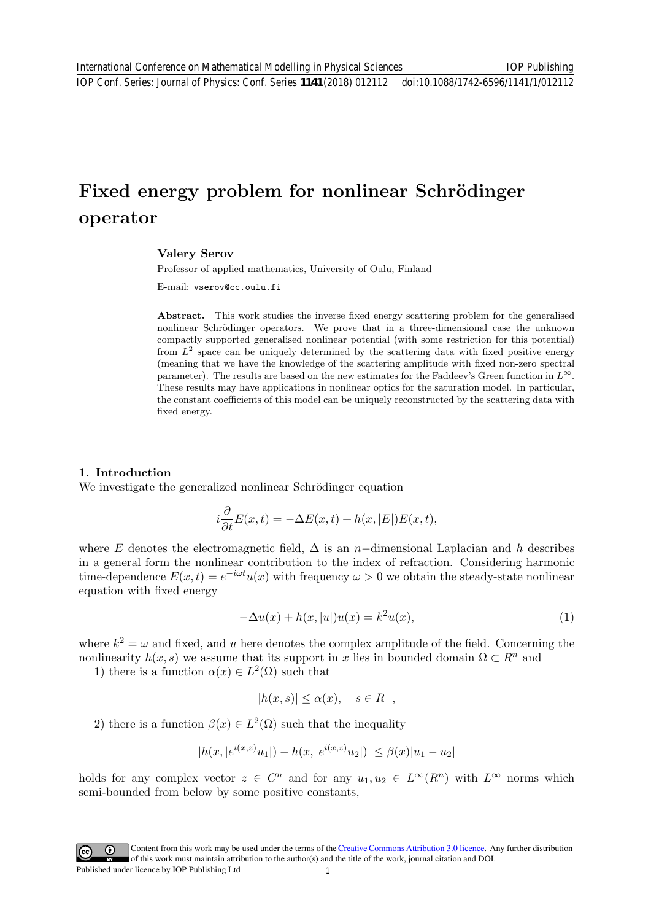# Fixed energy problem for nonlinear Schrödinger operator

**Valery Serov**

Professor of applied mathematics, University of Oulu, Finland

E-mail: vserov@cc.oulu.fi

**Abstract.** This work studies the inverse fixed energy scattering problem for the generalised nonlinear Schrödinger operators. We prove that in a three-dimensional case the unknown compactly supported generalised nonlinear potential (with some restriction for this potential) from $L^2$ space can be uniquely determined by the scattering data with fixed positive energy (meaning that we have the knowledge of the scattering amplitude with fixed non-zero spectral parameter). The results are based on the new estimates for the Faddeev's Green function in $L^\infty$. These results may have applications in nonlinear optics for the saturation model. In particular, the constant coefficients of this model can be uniquely reconstructed by the scattering data with fixed energy.

## 1. Introduction

We investigate the generalized nonlinear Schrödinger equation

$$i\frac{\partial}{\partial t}E(x,t) = -\Delta E(x,t) + h(x,|E|)E(x,t),$$

where $E$ denotes the electromagnetic field, $\Delta$ is an $n-$dimensional Laplacian and $h$ describes in a general form the nonlinear contribution to the index of refraction. Considering harmonic time-dependence $E(x,t) = e^{-i\omega t}u(x)$ with frequency $\omega > 0$ we obtain the steady-state nonlinear equation with fixed energy

$$-\Delta u(x) + h(x,|u|)u(x) = k^2 u(x), \tag{1}$$

where $k^2 = \omega$ and fixed, and $u$ here denotes the complex amplitude of the field. Concerning the nonlinearity $h(x,s)$ we assume that its support in $x$ lies in bounded domain $\Omega \subset R^n$ and

1) there is a function $\alpha(x) \in L^2(\Omega)$ such that

$$|h(x,s)| \le \alpha(x), \quad s \in R_+,$$

2) there is a function $\beta(x) \in L^2(\Omega)$ such that the inequality

$$|h(x,|e^{i(x,z)}u_1|) - h(x,|e^{i(x,z)}u_2|)| \le \beta(x)|u_1 - u_2|$$

holds for any complex vector $z \in C^n$ and for any $u_1, u_2 \in L^\infty(R^n)$ with $L^\infty$ norms which semi-bounded from below by some positive constants,

Content from this work may be used under the terms of the Creative Commons Attribution 3.0 licence. Any further distribution of this work must maintain attribution to the author(s) and the title of the work, journal citation and DOI.

Published under licence by IOP Publishing Ltd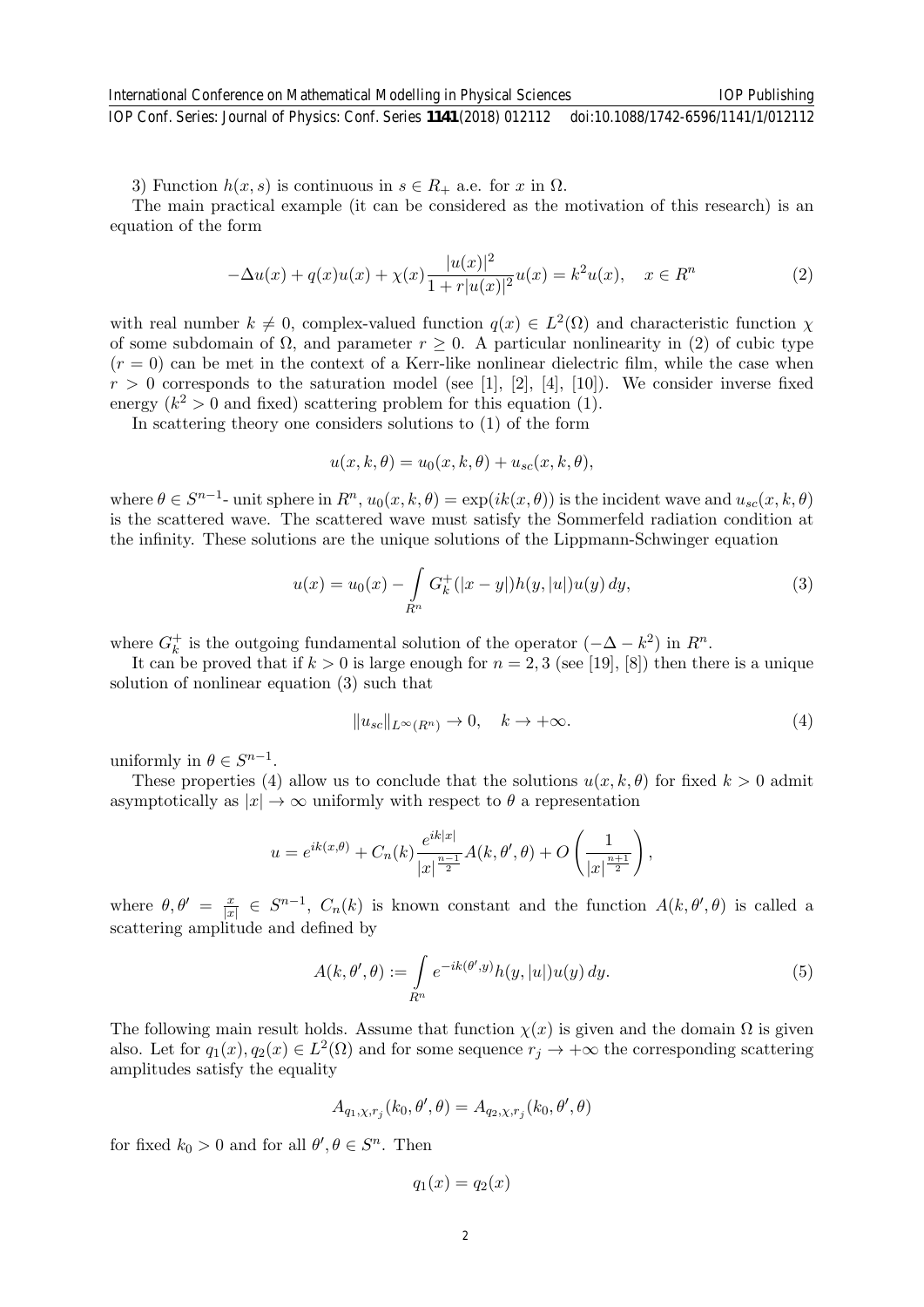3) Function $h(x, s)$ is continuous in $s \in R_+$ a.e. for $x$ in $\Omega$.

The main practical example (it can be considered as the motivation of this research) is an equation of the form

$$-\Delta u(x) + q(x)u(x) + \chi(x)\frac{|u(x)|^2}{1 + r|u(x)|^2}u(x) = k^2 u(x), \quad x \in R^n \tag{2}$$

with real number $k \neq 0$, complex-valued function $q(x) \in L^2(\Omega)$ and characteristic function $\chi$ of some subdomain of $\Omega$, and parameter $r \geq 0$. A particular nonlinearity in (2) of cubic type $(r = 0)$ can be met in the context of a Kerr-like nonlinear dielectric film, while the case when $r > 0$ corresponds to the saturation model (see [1], [2], [4], [10]). We consider inverse fixed energy ($k^2 > 0$ and fixed) scattering problem for this equation (1).

In scattering theory one considers solutions to (1) of the form

$$u(x, k, \theta) = u_0(x, k, \theta) + u_{sc}(x, k, \theta),$$

where $\theta \in S^{n-1}$- unit sphere in $R^n$, $u_0(x, k, \theta) = \exp(ik(x, \theta))$ is the incident wave and $u_{sc}(x, k, \theta)$ is the scattered wave. The scattered wave must satisfy the Sommerfeld radiation condition at the infinity. These solutions are the unique solutions of the Lippmann-Schwinger equation

$$u(x) = u_0(x) - \int\limits_{R^n} G_k^+(|x - y|)h(y, |u|)u(y)\, dy, \tag{3}$$

where $G_k^+$ is the outgoing fundamental solution of the operator $(-\Delta - k^2)$ in $R^n$.

It can be proved that if $k > 0$ is large enough for $n = 2, 3$ (see [19], [8]) then there is a unique solution of nonlinear equation (3) such that

$$\|u_{sc}\|_{L^\infty(R^n)} \to 0, \quad k \to +\infty. \tag{4}$$

uniformly in $\theta \in S^{n-1}$.

These properties (4) allow us to conclude that the solutions $u(x, k, \theta)$ for fixed $k > 0$ admit asymptotically as $|x| \to \infty$ uniformly with respect to $\theta$ a representation

$$u = e^{ik(x,\theta)} + C_n(k)\frac{e^{ik|x|}}{|x|^{\frac{n-1}{2}}}A(k, \theta', \theta) + O\left(\frac{1}{|x|^{\frac{n+1}{2}}}\right),$$

where $\theta, \theta' = \frac{x}{|x|} \in S^{n-1}$, $C_n(k)$ is known constant and the function $A(k, \theta', \theta)$ is called a scattering amplitude and defined by

$$A(k, \theta', \theta) := \int\limits_{R^n} e^{-ik(\theta', y)}h(y, |u|)u(y)\, dy. \tag{5}$$

The following main result holds. Assume that function $\chi(x)$ is given and the domain $\Omega$ is given also. Let for $q_1(x), q_2(x) \in L^2(\Omega)$ and for some sequence $r_j \to +\infty$ the corresponding scattering amplitudes satisfy the equality

$$A_{q_1,\chi,r_j}(k_0, \theta', \theta) = A_{q_2,\chi,r_j}(k_0, \theta', \theta)$$

for fixed $k_0 > 0$ and for all $\theta', \theta \in S^n$. Then

$$q_1(x) = q_2(x)$$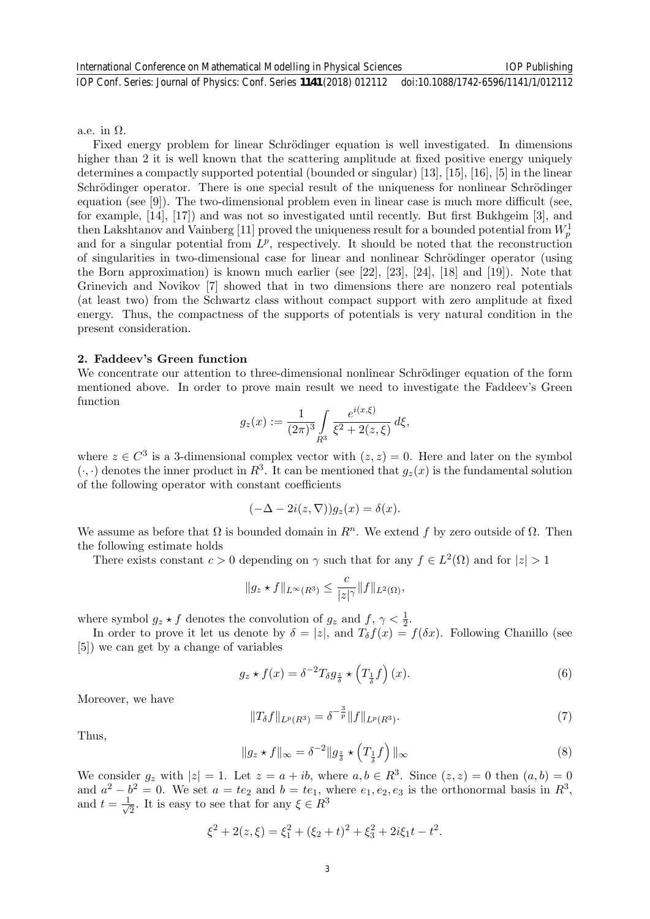a.e. in $\Omega$.

Fixed energy problem for linear Schrödinger equation is well investigated. In dimensions higher than 2 it is well known that the scattering amplitude at fixed positive energy uniquely determines a compactly supported potential (bounded or singular) [13], [15], [16], [5] in the linear Schrödinger operator. There is one special result of the uniqueness for nonlinear Schrödinger equation (see [9]). The two-dimensional problem even in linear case is much more difficult (see, for example, [14], [17]) and was not so investigated until recently. But first Bukhgeim [3], and then Lakshtanov and Vainberg [11] proved the uniqueness result for a bounded potential from $W_p^1$ and for a singular potential from $L^p$, respectively. It should be noted that the reconstruction of singularities in two-dimensional case for linear and nonlinear Schrödinger operator (using the Born approximation) is known much earlier (see [22], [23], [24], [18] and [19]). Note that Grinevich and Novikov [7] showed that in two dimensions there are nonzero real potentials (at least two) from the Schwartz class without compact support with zero amplitude at fixed energy. Thus, the compactness of the supports of potentials is very natural condition in the present consideration.

## 2. Faddeev's Green function

We concentrate our attention to three-dimensional nonlinear Schrödinger equation of the form mentioned above. In order to prove main result we need to investigate the Faddeev's Green function

$$g_z(x) := \frac{1}{(2\pi)^3} \int\limits_{R^3} \frac{e^{i(x,\xi)}}{\xi^2 + 2(z,\xi)}\, d\xi,$$

where $z \in C^3$ is a 3-dimensional complex vector with $(z,z) = 0$. Here and later on the symbol $(\cdot,\cdot)$ denotes the inner product in $R^3$. It can be mentioned that $g_z(x)$ is the fundamental solution of the following operator with constant coefficients

$$(-\Delta - 2i(z,\nabla))g_z(x) = \delta(x).$$

We assume as before that $\Omega$ is bounded domain in $R^n$. We extend $f$ by zero outside of $\Omega$. Then the following estimate holds

There exists constant $c > 0$ depending on $\gamma$ such that for any $f \in L^2(\Omega)$ and for $|z| > 1$

$$\|g_z \star f\|_{L^\infty(R^3)} \leq \frac{c}{|z|^\gamma} \|f\|_{L^2(\Omega)},$$

where symbol $g_z \star f$ denotes the convolution of $g_z$ and $f$, $\gamma < \frac{1}{2}$.

In order to prove it let us denote by $\delta = |z|$, and $T_\delta f(x) = f(\delta x)$. Following Chanillo (see [5]) we can get by a change of variables

$$g_z \star f(x) = \delta^{-2} T_\delta g_{\frac{z}{\delta}} \star \left(T_{\frac{1}{\delta}} f\right)(x). \tag{6}$$

Moreover, we have

$$\|T_\delta f\|_{L^p(R^3)} = \delta^{-\frac{3}{p}} \|f\|_{L^p(R^3)}. \tag{7}$$

Thus,

$$\|g_z \star f\|_\infty = \delta^{-2} \|g_{\frac{z}{\delta}} \star \left(T_{\frac{1}{\delta}} f\right)\|_\infty \tag{8}$$

We consider $g_z$ with $|z| = 1$. Let $z = a + ib$, where $a, b \in R^3$. Since $(z,z) = 0$ then $(a,b) = 0$ and $a^2 - b^2 = 0$. We set $a = te_2$ and $b = te_1$, where $e_1, e_2, e_3$ is the orthonormal basis in $R^3$, and $t = \frac{1}{\sqrt{2}}$. It is easy to see that for any $\xi \in R^3$

$$\xi^2 + 2(z,\xi) = \xi_1^2 + (\xi_2 + t)^2 + \xi_3^2 + 2i\xi_1 t - t^2.$$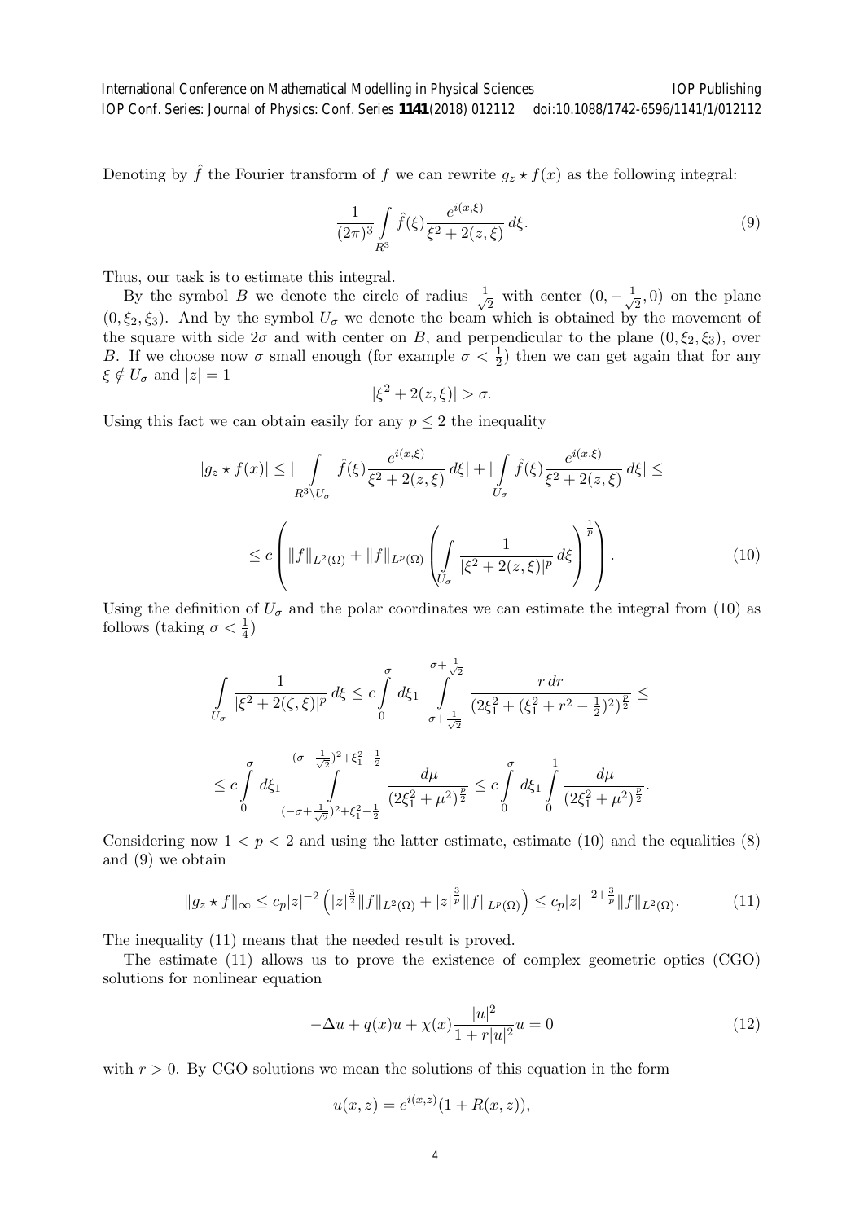Denoting by $\hat{f}$ the Fourier transform of $f$ we can rewrite $g_z \star f(x)$ as the following integral:

$$\frac{1}{(2\pi)^3} \int\limits_{R^3} \hat{f}(\xi) \frac{e^{i(x,\xi)}}{\xi^2 + 2(z,\xi)}\, d\xi. \tag{9}$$

Thus, our task is to estimate this integral.

By the symbol $B$ we denote the circle of radius $\frac{1}{\sqrt{2}}$ with center $(0, -\frac{1}{\sqrt{2}}, 0)$ on the plane $(0, \xi_2, \xi_3)$. And by the symbol $U_\sigma$ we denote the beam which is obtained by the movement of the square with side $2\sigma$ and with center on $B$, and perpendicular to the plane $(0, \xi_2, \xi_3)$, over $B$. If we choose now $\sigma$ small enough (for example $\sigma < \frac{1}{2}$) then we can get again that for any $\xi \notin U_\sigma$ and $|z| = 1$

$$|\xi^2 + 2(z,\xi)| > \sigma.$$

Using this fact we can obtain easily for any $p \leq 2$ the inequality

$$|g_z \star f(x)| \leq |\int\limits_{R^3 \setminus U_\sigma} \hat{f}(\xi) \frac{e^{i(x,\xi)}}{\xi^2 + 2(z,\xi)}\, d\xi| + |\int\limits_{U_\sigma} \hat{f}(\xi) \frac{e^{i(x,\xi)}}{\xi^2 + 2(z,\xi)}\, d\xi| \leq$$

$$\leq c \left( \|f\|_{L^2(\Omega)} + \|f\|_{L^p(\Omega)} \left( \int\limits_{U_\sigma} \frac{1}{|\xi^2 + 2(z,\xi)|^p}\, d\xi \right)^{\frac{1}{p}} \right). \tag{10}$$

Using the definition of $U_\sigma$ and the polar coordinates we can estimate the integral from (10) as follows (taking $\sigma < \frac{1}{4}$)

$$\int\limits_{U_\sigma} \frac{1}{|\xi^2 + 2(\zeta,\xi)|^p}\, d\xi \leq c \int\limits_0^\sigma d\xi_1 \int\limits_{-\sigma + \frac{1}{\sqrt{2}}}^{\sigma + \frac{1}{\sqrt{2}}} \frac{r\, dr}{(2\xi_1^2 + (\xi_1^2 + r^2 - \frac{1}{2})^2)^{\frac{p}{2}}} \leq$$

$$\leq c \int\limits_0^\sigma d\xi_1 \int\limits_{(-\sigma + \frac{1}{\sqrt{2}})^2 + \xi_1^2 - \frac{1}{2}}^{(\sigma + \frac{1}{\sqrt{2}})^2 + \xi_1^2 - \frac{1}{2}} \frac{d\mu}{(2\xi_1^2 + \mu^2)^{\frac{p}{2}}} \leq c \int\limits_0^\sigma d\xi_1 \int\limits_0^1 \frac{d\mu}{(2\xi_1^2 + \mu^2)^{\frac{p}{2}}}.$$

Considering now $1 < p < 2$ and using the latter estimate, estimate (10) and the equalities (8) and (9) we obtain

$$\|g_z \star f\|_\infty \leq c_p |z|^{-2} \left( |z|^{\frac{3}{2}} \|f\|_{L^2(\Omega)} + |z|^{\frac{3}{p}} \|f\|_{L^p(\Omega)} \right) \leq c_p |z|^{-2 + \frac{3}{p}} \|f\|_{L^2(\Omega)}. \tag{11}$$

The inequality (11) means that the needed result is proved.

The estimate (11) allows us to prove the existence of complex geometric optics (CGO) solutions for nonlinear equation

$$-\Delta u + q(x)u + \chi(x) \frac{|u|^2}{1 + r|u|^2} u = 0 \tag{12}$$

with $r > 0$. By CGO solutions we mean the solutions of this equation in the form

$$u(x,z) = e^{i(x,z)}(1 + R(x,z)),$$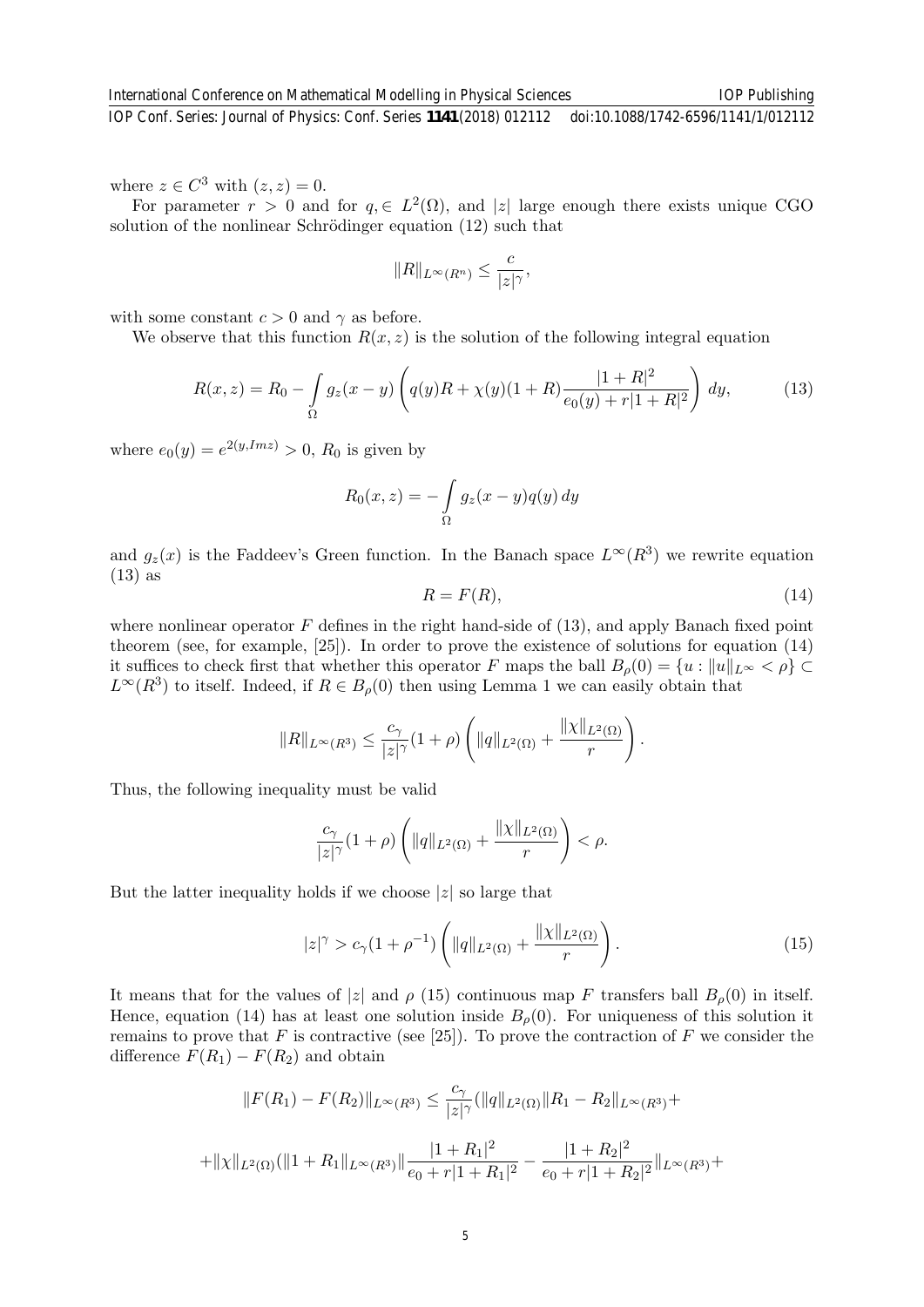where $z \in C^3$ with $(z, z) = 0$.

For parameter $r > 0$ and for $q, \in L^2(\Omega)$, and $|z|$ large enough there exists unique CGO solution of the nonlinear Schrödinger equation (12) such that

$$\|R\|_{L^\infty(R^n)} \leq \frac{c}{|z|^\gamma},$$

with some constant $c > 0$ and $\gamma$ as before.

We observe that this function $R(x, z)$ is the solution of the following integral equation

$$R(x, z) = R_0 - \int\limits_\Omega g_z(x - y) \left( q(y)R + \chi(y)(1 + R)\frac{|1 + R|^2}{e_0(y) + r|1 + R|^2} \right) dy, \tag{13}$$

where $e_0(y) = e^{2(y, Imz)} > 0$, $R_0$ is given by

$$R_0(x, z) = -\int\limits_\Omega g_z(x - y)q(y)\, dy$$

and $g_z(x)$ is the Faddeev's Green function. In the Banach space $L^\infty(R^3)$ we rewrite equation (13) as

$$R = F(R), \tag{14}$$

where nonlinear operator $F$ defines in the right hand-side of (13), and apply Banach fixed point theorem (see, for example, [25]). In order to prove the existence of solutions for equation (14) it suffices to check first that whether this operator $F$ maps the ball $B_\rho(0) = \{u : \|u\|_{L^\infty} < \rho\} \subset L^\infty(R^3)$ to itself. Indeed, if $R \in B_\rho(0)$ then using Lemma 1 we can easily obtain that

$$\|R\|_{L^\infty(R^3)} \leq \frac{c_\gamma}{|z|^\gamma}(1 + \rho)\left( \|q\|_{L^2(\Omega)} + \frac{\|\chi\|_{L^2(\Omega)}}{r} \right).$$

Thus, the following inequality must be valid

$$\frac{c_\gamma}{|z|^\gamma}(1 + \rho)\left( \|q\|_{L^2(\Omega)} + \frac{\|\chi\|_{L^2(\Omega)}}{r} \right) < \rho.$$

But the latter inequality holds if we choose $|z|$ so large that

$$|z|^\gamma > c_\gamma(1 + \rho^{-1})\left( \|q\|_{L^2(\Omega)} + \frac{\|\chi\|_{L^2(\Omega)}}{r} \right). \tag{15}$$

It means that for the values of $|z|$ and $\rho$ (15) continuous map $F$ transfers ball $B_\rho(0)$ in itself. Hence, equation (14) has at least one solution inside $B_\rho(0)$. For uniqueness of this solution it remains to prove that $F$ is contractive (see [25]). To prove the contraction of $F$ we consider the difference $F(R_1) - F(R_2)$ and obtain

$$\|F(R_1) - F(R_2)\|_{L^\infty(R^3)} \leq \frac{c_\gamma}{|z|^\gamma}(\|q\|_{L^2(\Omega)}\|R_1 - R_2\|_{L^\infty(R^3)} +$$

$$+ \|\chi\|_{L^2(\Omega)}(\|1 + R_1\|_{L^\infty(R^3)}\|\frac{|1 + R_1|^2}{e_0 + r|1 + R_1|^2} - \frac{|1 + R_2|^2}{e_0 + r|1 + R_2|^2}\|_{L^\infty(R^3)} +$$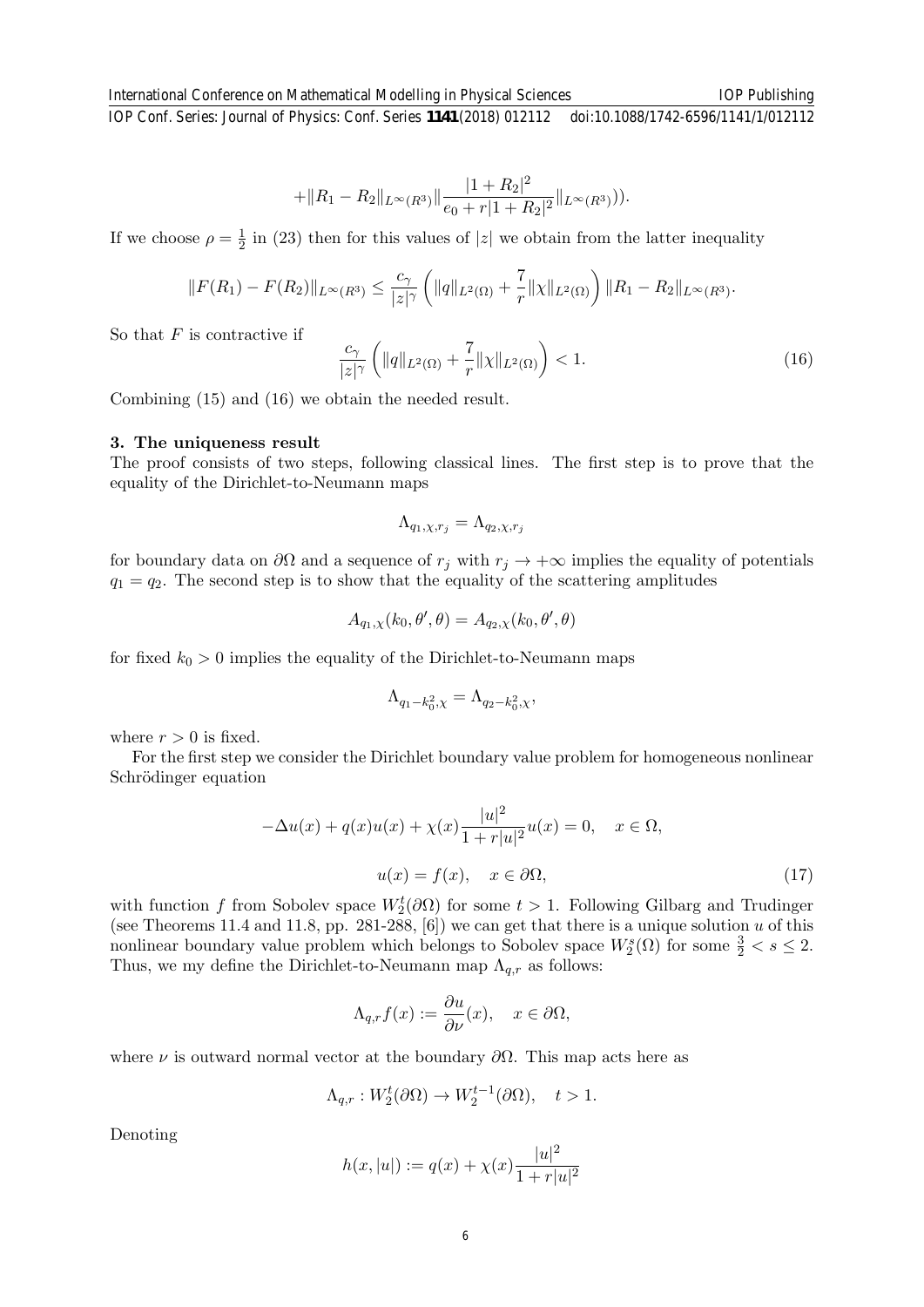$$+\|R_1 - R_2\|_{L^\infty(R^3)} \| \frac{|1+R_2|^2}{e_0 + r|1+R_2|^2} \|_{L^\infty(R^3)})).$$

If we choose $\rho = \frac{1}{2}$ in (23) then for this values of $|z|$ we obtain from the latter inequality

$$\|F(R_1) - F(R_2)\|_{L^\infty(R^3)} \leq \frac{c_\gamma}{|z|^\gamma} \left( \|q\|_{L^2(\Omega)} + \frac{7}{r} \|\chi\|_{L^2(\Omega)} \right) \|R_1 - R_2\|_{L^\infty(R^3)}.$$

So that $F$ is contractive if

$$\frac{c_\gamma}{|z|^\gamma} \left( \|q\|_{L^2(\Omega)} + \frac{7}{r} \|\chi\|_{L^2(\Omega)} \right) < 1. \tag{16}$$

Combining (15) and (16) we obtain the needed result.

## 3. The uniqueness result

The proof consists of two steps, following classical lines. The first step is to prove that the equality of the Dirichlet-to-Neumann maps

$$\Lambda_{q_1,\chi,r_j} = \Lambda_{q_2,\chi,r_j}$$

for boundary data on $\partial\Omega$ and a sequence of $r_j$ with $r_j \to +\infty$ implies the equality of potentials $q_1 = q_2$. The second step is to show that the equality of the scattering amplitudes

$$A_{q_1,\chi}(k_0, \theta', \theta) = A_{q_2,\chi}(k_0, \theta', \theta)$$

for fixed $k_0 > 0$ implies the equality of the Dirichlet-to-Neumann maps

$$\Lambda_{q_1 - k_0^2,\chi} = \Lambda_{q_2 - k_0^2,\chi},$$

where $r > 0$ is fixed.

For the first step we consider the Dirichlet boundary value problem for homogeneous nonlinear Schrödinger equation

$$-\Delta u(x) + q(x)u(x) + \chi(x)\frac{|u|^2}{1+r|u|^2}u(x) = 0, \quad x \in \Omega,$$

$$u(x) = f(x), \quad x \in \partial\Omega, \tag{17}$$

with function $f$ from Sobolev space $W_2^t(\partial\Omega)$ for some $t > 1$. Following Gilbarg and Trudinger (see Theorems 11.4 and 11.8, pp. 281-288, [6]) we can get that there is a unique solution $u$ of this nonlinear boundary value problem which belongs to Sobolev space $W_2^s(\Omega)$ for some $\frac{3}{2} < s \leq 2$. Thus, we my define the Dirichlet-to-Neumann map $\Lambda_{q,r}$ as follows:

$$\Lambda_{q,r} f(x) := \frac{\partial u}{\partial \nu}(x), \quad x \in \partial\Omega,$$

where $\nu$ is outward normal vector at the boundary $\partial\Omega$. This map acts here as

$$\Lambda_{q,r} : W_2^t(\partial\Omega) \to W_2^{t-1}(\partial\Omega), \quad t > 1.$$

Denoting

$$h(x, |u|) := q(x) + \chi(x)\frac{|u|^2}{1+r|u|^2}$$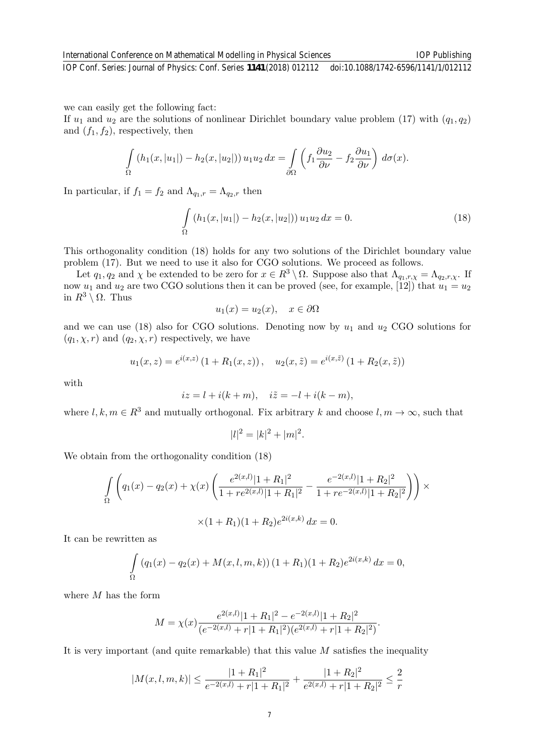we can easily get the following fact:
If $u_1$ and $u_2$ are the solutions of nonlinear Dirichlet boundary value problem (17) with $(q_1, q_2)$ and $(f_1, f_2)$, respectively, then

$$\int_{\Omega} (h_1(x, |u_1|) - h_2(x, |u_2|)) \, u_1 u_2 \, dx = \int_{\partial\Omega} \left( f_1 \frac{\partial u_2}{\partial \nu} - f_2 \frac{\partial u_1}{\partial \nu} \right) d\sigma(x).$$

In particular, if $f_1 = f_2$ and $\Lambda_{q_1,r} = \Lambda_{q_2,r}$ then

$$\int_{\Omega} (h_1(x, |u_1|) - h_2(x, |u_2|)) \, u_1 u_2 \, dx = 0. \tag{18}$$

This orthogonality condition (18) holds for any two solutions of the Dirichlet boundary value problem (17). But we need to use it also for CGO solutions. We proceed as follows.

Let $q_1, q_2$ and $\chi$ be extended to be zero for $x \in R^3 \setminus \Omega$. Suppose also that $\Lambda_{q_1,r,\chi} = \Lambda_{q_2,r,\chi}$. If now $u_1$ and $u_2$ are two CGO solutions then it can be proved (see, for example, [12]) that $u_1 = u_2$ in $R^3 \setminus \Omega$. Thus

$$u_1(x) = u_2(x), \quad x \in \partial\Omega$$

and we can use (18) also for CGO solutions. Denoting now by $u_1$ and $u_2$ CGO solutions for $(q_1, \chi, r)$ and $(q_2, \chi, r)$ respectively, we have

$$u_1(x, z) = e^{i(x,z)} \left(1 + R_1(x, z)\right), \quad u_2(x, \tilde{z}) = e^{i(x,\tilde{z})} \left(1 + R_2(x, \tilde{z})\right)$$

with

$$iz = l + i(k + m), \quad i\tilde{z} = -l + i(k - m),$$

where $l, k, m \in R^3$ and mutually orthogonal. Fix arbitrary $k$ and choose $l, m \to \infty$, such that

$$|l|^2 = |k|^2 + |m|^2.$$

We obtain from the orthogonality condition (18)

$$\int_{\Omega} \left( q_1(x) - q_2(x) + \chi(x) \left( \frac{e^{2(x,l)}|1 + R_1|^2}{1 + re^{2(x,l)}|1 + R_1|^2} - \frac{e^{-2(x,l)}|1 + R_2|^2}{1 + re^{-2(x,l)}|1 + R_2|^2} \right) \right) \times$$

$$\times (1 + R_1)(1 + R_2) e^{2i(x,k)} \, dx = 0.$$

It can be rewritten as

$$\int_{\Omega} \left(q_1(x) - q_2(x) + M(x, l, m, k)\right) (1 + R_1)(1 + R_2) e^{2i(x,k)} \, dx = 0,$$

where $M$ has the form

$$M = \chi(x) \frac{e^{2(x,l)}|1 + R_1|^2 - e^{-2(x,l)}|1 + R_2|^2}{(e^{-2(x,l)} + r|1 + R_1|^2)(e^{2(x,l)} + r|1 + R_2|^2)}.$$

It is very important (and quite remarkable) that this value $M$ satisfies the inequality

$$|M(x, l, m, k)| \leq \frac{|1 + R_1|^2}{e^{-2(x,l)} + r|1 + R_1|^2} + \frac{|1 + R_2|^2}{e^{2(x,l)} + r|1 + R_2|^2} \leq \frac{2}{r}$$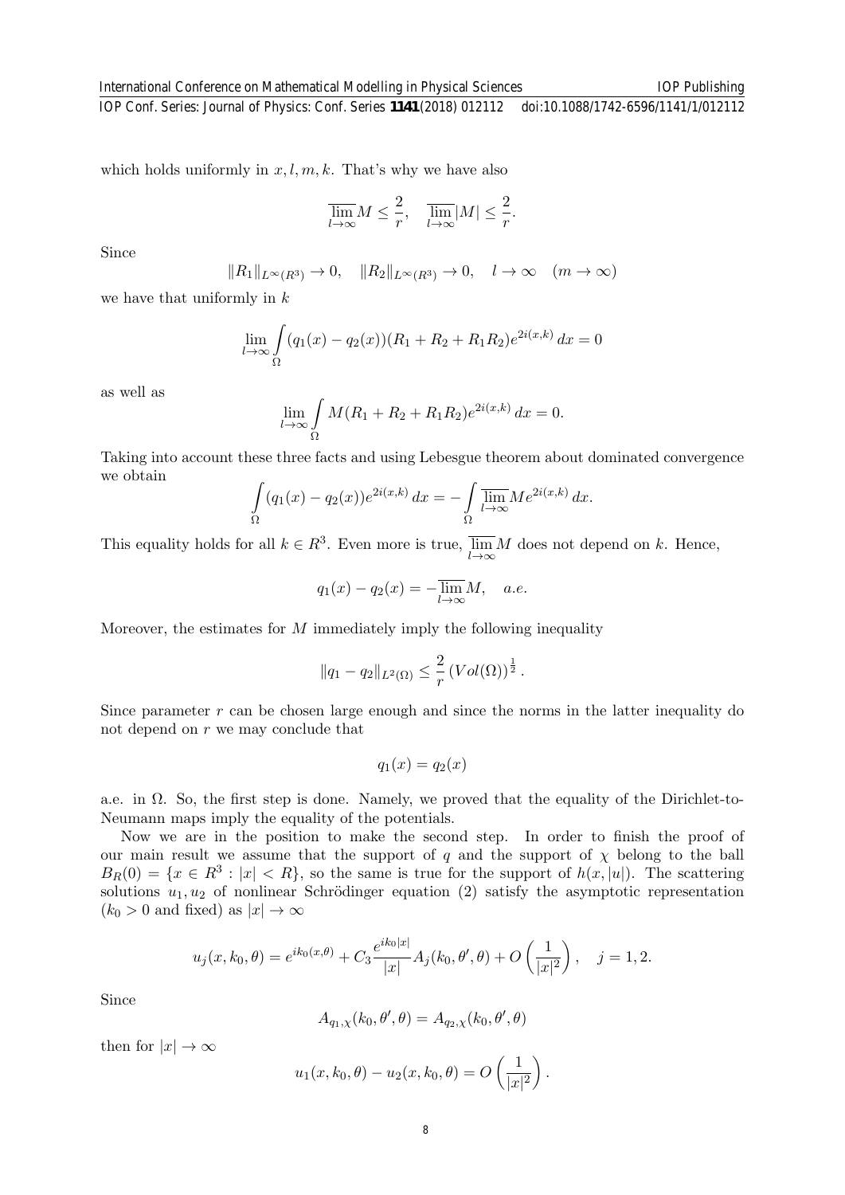which holds uniformly in $x, l, m, k$. That's why we have also

$$\overline{\lim_{l\to\infty}} M \leq \frac{2}{r}, \quad \overline{\lim_{l\to\infty}} |M| \leq \frac{2}{r}.$$

Since

$$\|R_1\|_{L^\infty(R^3)} \to 0, \quad \|R_2\|_{L^\infty(R^3)} \to 0, \quad l \to \infty \quad (m \to \infty)$$

we have that uniformly in $k$

$$\lim_{l\to\infty} \int_\Omega (q_1(x) - q_2(x))(R_1 + R_2 + R_1 R_2) e^{2i(x,k)}\, dx = 0$$

as well as

$$\lim_{l\to\infty} \int_\Omega M(R_1 + R_2 + R_1 R_2) e^{2i(x,k)}\, dx = 0.$$

Taking into account these three facts and using Lebesgue theorem about dominated convergence we obtain

$$\int_\Omega (q_1(x) - q_2(x)) e^{2i(x,k)}\, dx = -\int_\Omega \overline{\lim_{l\to\infty}} M e^{2i(x,k)}\, dx.$$

This equality holds for all $k \in R^3$. Even more is true, $\overline{\lim_{l\to\infty}} M$ does not depend on $k$. Hence,

$$q_1(x) - q_2(x) = -\overline{\lim_{l\to\infty}} M, \quad a.e.$$

Moreover, the estimates for $M$ immediately imply the following inequality

$$\|q_1 - q_2\|_{L^2(\Omega)} \leq \frac{2}{r} \left(Vol(\Omega)\right)^{\frac{1}{2}}.$$

Since parameter $r$ can be chosen large enough and since the norms in the latter inequality do not depend on $r$ we may conclude that

$$q_1(x) = q_2(x)$$

a.e. in $\Omega$. So, the first step is done. Namely, we proved that the equality of the Dirichlet-to-Neumann maps imply the equality of the potentials.

Now we are in the position to make the second step. In order to finish the proof of our main result we assume that the support of $q$ and the support of $\chi$ belong to the ball $B_R(0) = \{x \in R^3 : |x| < R\}$, so the same is true for the support of $h(x, |u|)$. The scattering solutions $u_1, u_2$ of nonlinear Schrödinger equation (2) satisfy the asymptotic representation ($k_0 > 0$ and fixed) as $|x| \to \infty$

$$u_j(x, k_0, \theta) = e^{ik_0(x,\theta)} + C_3 \frac{e^{ik_0|x|}}{|x|} A_j(k_0, \theta', \theta) + O\left(\frac{1}{|x|^2}\right), \quad j = 1, 2.$$

Since

$$A_{q_1,\chi}(k_0, \theta', \theta) = A_{q_2,\chi}(k_0, \theta', \theta)$$

then for $|x| \to \infty$

$$u_1(x, k_0, \theta) - u_2(x, k_0, \theta) = O\left(\frac{1}{|x|^2}\right).$$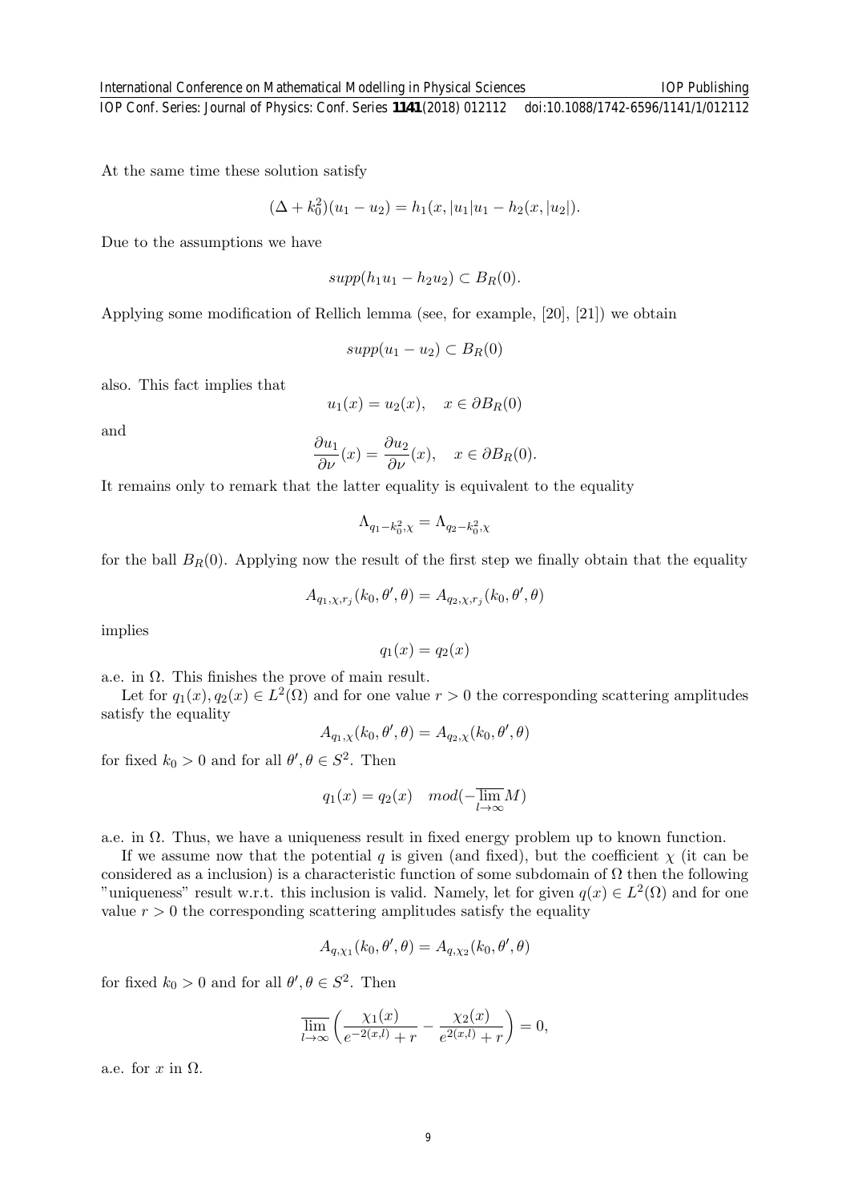At the same time these solution satisfy

$$(\Delta + k_0^2)(u_1 - u_2) = h_1(x, |u_1|u_1 - h_2(x, |u_2|).$$

Due to the assumptions we have

$$supp(h_1 u_1 - h_2 u_2) \subset B_R(0).$$

Applying some modification of Rellich lemma (see, for example, [20], [21]) we obtain

$$supp(u_1 - u_2) \subset B_R(0)$$

also. This fact implies that

$$u_1(x) = u_2(x), \quad x \in \partial B_R(0)$$

and

$$\frac{\partial u_1}{\partial \nu}(x) = \frac{\partial u_2}{\partial \nu}(x), \quad x \in \partial B_R(0).$$

It remains only to remark that the latter equality is equivalent to the equality

$$\Lambda_{q_1 - k_0^2, \chi} = \Lambda_{q_2 - k_0^2, \chi}$$

for the ball $B_R(0)$. Applying now the result of the first step we finally obtain that the equality

$$A_{q_1, \chi, r_j}(k_0, \theta', \theta) = A_{q_2, \chi, r_j}(k_0, \theta', \theta)$$

implies

$$q_1(x) = q_2(x)$$

a.e. in $\Omega$. This finishes the prove of main result.

Let for $q_1(x), q_2(x) \in L^2(\Omega)$ and for one value $r > 0$ the corresponding scattering amplitudes satisfy the equality

$$A_{q_1, \chi}(k_0, \theta', \theta) = A_{q_2, \chi}(k_0, \theta', \theta)$$

for fixed $k_0 > 0$ and for all $\theta', \theta \in S^2$. Then

$$q_1(x) = q_2(x) \quad mod(-\overline{\lim_{l \to \infty}} M)$$

a.e. in $\Omega$. Thus, we have a uniqueness result in fixed energy problem up to known function.

If we assume now that the potential $q$ is given (and fixed), but the coefficient $\chi$ (it can be considered as a inclusion) is a characteristic function of some subdomain of $\Omega$ then the following "uniqueness" result w.r.t. this inclusion is valid. Namely, let for given $q(x) \in L^2(\Omega)$ and for one value $r > 0$ the corresponding scattering amplitudes satisfy the equality

$$A_{q, \chi_1}(k_0, \theta', \theta) = A_{q, \chi_2}(k_0, \theta', \theta)$$

for fixed $k_0 > 0$ and for all $\theta', \theta \in S^2$. Then

$$\overline{\lim_{l \to \infty}} \left( \frac{\chi_1(x)}{e^{-2(x,l)} + r} - \frac{\chi_2(x)}{e^{2(x,l)} + r} \right) = 0,$$

a.e. for $x$ in $\Omega$.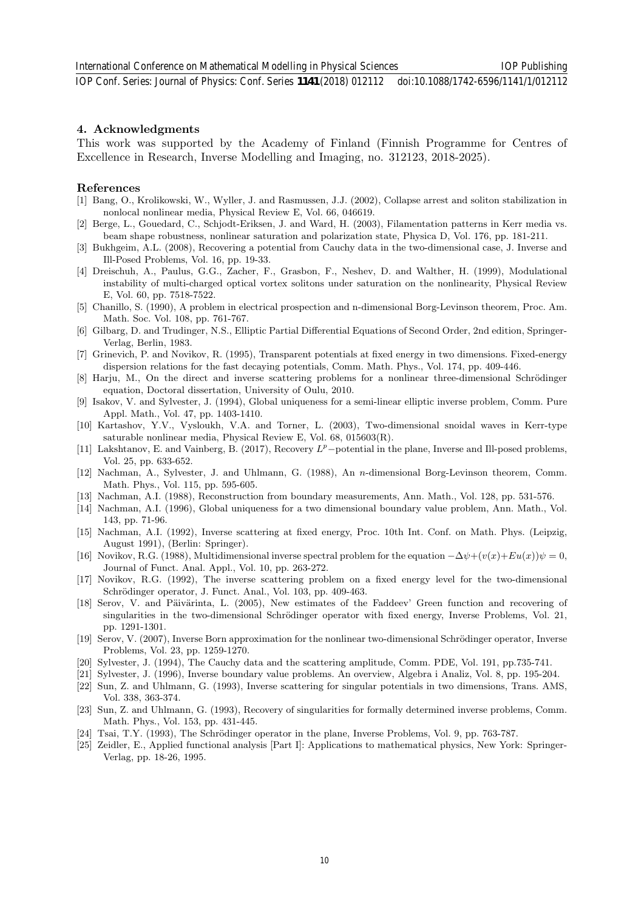### 4. Acknowledgments

This work was supported by the Academy of Finland (Finnish Programme for Centres of Excellence in Research, Inverse Modelling and Imaging, no. 312123, 2018-2025).

### References

[1] Bang, O., Krolikowski, W., Wyller, J. and Rasmussen, J.J. (2002), Collapse arrest and soliton stabilization in nonlocal nonlinear media, Physical Review E, Vol. 66, 046619.

[2] Berge, L., Gouedard, C., Schjodt-Eriksen, J. and Ward, H. (2003), Filamentation patterns in Kerr media vs. beam shape robustness, nonlinear saturation and polarization state, Physica D, Vol. 176, pp. 181-211.

[3] Bukhgeim, A.L. (2008), Recovering a potential from Cauchy data in the two-dimensional case, J. Inverse and Ill-Posed Problems, Vol. 16, pp. 19-33.

[4] Dreischuh, A., Paulus, G.G., Zacher, F., Grasbon, F., Neshev, D. and Walther, H. (1999), Modulational instability of multi-charged optical vortex solitons under saturation on the nonlinearity, Physical Review E, Vol. 60, pp. 7518-7522.

[5] Chanillo, S. (1990), A problem in electrical prospection and n-dimensional Borg-Levinson theorem, Proc. Am. Math. Soc. Vol. 108, pp. 761-767.

[6] Gilbarg, D. and Trudinger, N.S., Elliptic Partial Differential Equations of Second Order, 2nd edition, Springer-Verlag, Berlin, 1983.

[7] Grinevich, P. and Novikov, R. (1995), Transparent potentials at fixed energy in two dimensions. Fixed-energy dispersion relations for the fast decaying potentials, Comm. Math. Phys., Vol. 174, pp. 409-446.

[8] Harju, M., On the direct and inverse scattering problems for a nonlinear three-dimensional Schrödinger equation, Doctoral dissertation, University of Oulu, 2010.

[9] Isakov, V. and Sylvester, J. (1994), Global uniqueness for a semi-linear elliptic inverse problem, Comm. Pure Appl. Math., Vol. 47, pp. 1403-1410.

[10] Kartashov, Y.V., Vysloukh, V.A. and Torner, L. (2003), Two-dimensional snoidal waves in Kerr-type saturable nonlinear media, Physical Review E, Vol. 68, 015603(R).

[11] Lakshtanov, E. and Vainberg, B. (2017), Recovery $L^p$−potential in the plane, Inverse and Ill-posed problems, Vol. 25, pp. 633-652.

[12] Nachman, A., Sylvester, J. and Uhlmann, G. (1988), An $n$-dimensional Borg-Levinson theorem, Comm. Math. Phys., Vol. 115, pp. 595-605.

[13] Nachman, A.I. (1988), Reconstruction from boundary measurements, Ann. Math., Vol. 128, pp. 531-576.

[14] Nachman, A.I. (1996), Global uniqueness for a two dimensional boundary value problem, Ann. Math., Vol. 143, pp. 71-96.

[15] Nachman, A.I. (1992), Inverse scattering at fixed energy, Proc. 10th Int. Conf. on Math. Phys. (Leipzig, August 1991), (Berlin: Springer).

[16] Novikov, R.G. (1988), Multidimensional inverse spectral problem for the equation $-\Delta\psi+(v(x)+Eu(x))\psi = 0$, Journal of Funct. Anal. Appl., Vol. 10, pp. 263-272.

[17] Novikov, R.G. (1992), The inverse scattering problem on a fixed energy level for the two-dimensional Schrödinger operator, J. Funct. Anal., Vol. 103, pp. 409-463.

[18] Serov, V. and Päivärinta, L. (2005), New estimates of the Faddeev' Green function and recovering of singularities in the two-dimensional Schrödinger operator with fixed energy, Inverse Problems, Vol. 21, pp. 1291-1301.

[19] Serov, V. (2007), Inverse Born approximation for the nonlinear two-dimensional Schrödinger operator, Inverse Problems, Vol. 23, pp. 1259-1270.

[20] Sylvester, J. (1994), The Cauchy data and the scattering amplitude, Comm. PDE, Vol. 191, pp.735-741.

[21] Sylvester, J. (1996), Inverse boundary value problems. An overview, Algebra i Analiz, Vol. 8, pp. 195-204.

[22] Sun, Z. and Uhlmann, G. (1993), Inverse scattering for singular potentials in two dimensions, Trans. AMS, Vol. 338, 363-374.

[23] Sun, Z. and Uhlmann, G. (1993), Recovery of singularities for formally determined inverse problems, Comm. Math. Phys., Vol. 153, pp. 431-445.

[24] Tsai, T.Y. (1993), The Schrödinger operator in the plane, Inverse Problems, Vol. 9, pp. 763-787.

[25] Zeidler, E., Applied functional analysis [Part I]: Applications to mathematical physics, New York: Springer-Verlag, pp. 18-26, 1995.